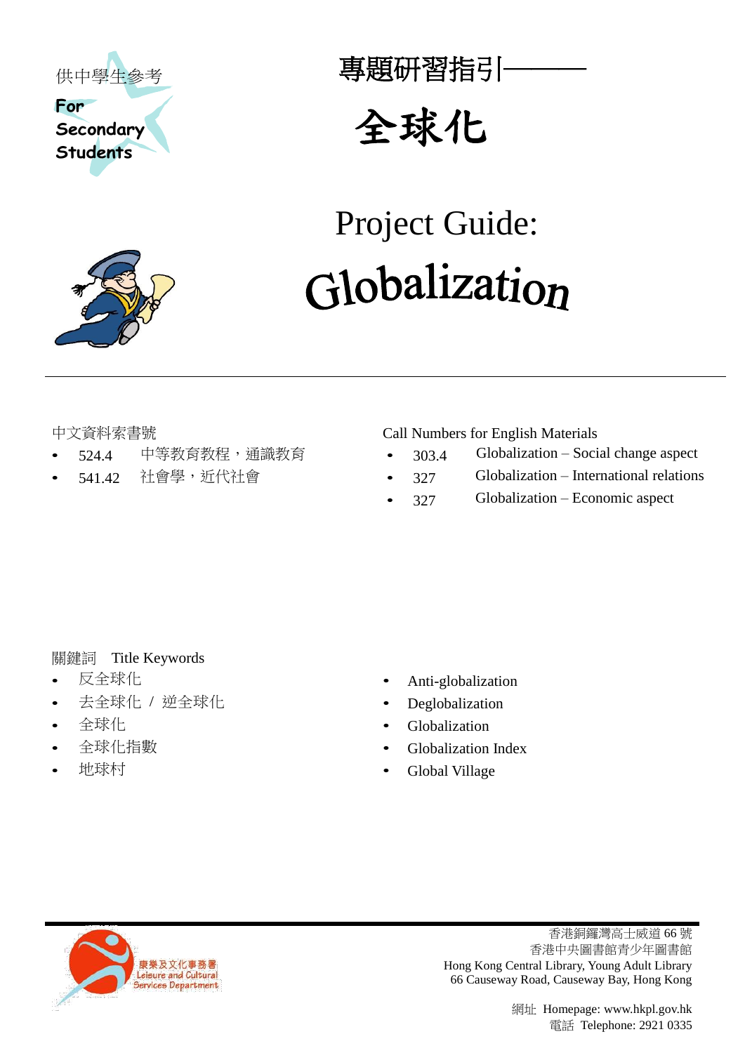供中學生參考

For Secondary Students

# 專題研習指引———

# 全球化

# Project Guide:

# Globalization

中文資料索書號

- 524.4　中等教育教程，通識教育
- 541.42　社會學，近代社會

Call Numbers for English Materials

- 303.4　Globalization – Social change aspect
- 327　Globalization – International relations
- 327　Globalization – Economic aspect

關鍵詞　Title Keywords

- 反全球化
- 去全球化 / 逆全球化
- 全球化
- 全球化指數
- 地球村

- Anti-globalization
- Deglobalization
- Globalization
- Globalization Index
- Global Village

康樂及文化事務署
Leisure and Cultural Services Department

香港銅鑼灣高士威道 66 號
香港中央圖書館青少年圖書館
Hong Kong Central Library, Young Adult Library
66 Causeway Road, Causeway Bay, Hong Kong

網址 Homepage: www.hkpl.gov.hk
電話 Telephone: 2921 0335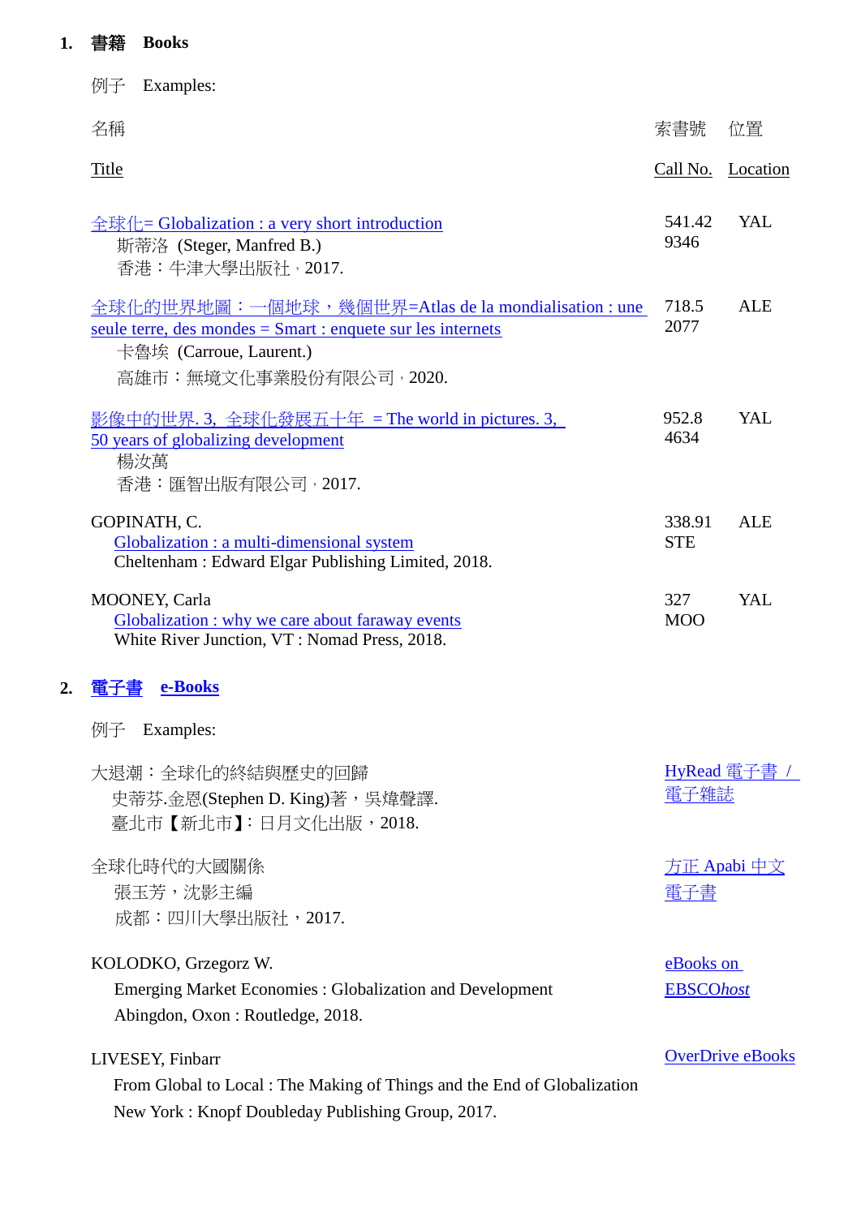1. **書籍　Books**

例子　Examples:

| 名稱<br>Title | 索書號<br>Call No. | 位置<br>Location |
|---|---|---|
| 全球化= Globalization : a very short introduction<br>斯蒂洛 (Steger, Manfred B.)<br>香港：牛津大學出版社，2017. | 541.42<br>9346 | YAL |
| 全球化的世界地圖：一個地球，幾個世界=Atlas de la mondialisation : une seule terre, des mondes = Smart : enquete sur les internets<br>卡魯埃 (Carroue, Laurent.)<br>高雄市：無境文化事業股份有限公司，2020. | 718.5<br>2077 | ALE |
| 影像中的世界. 3, 全球化發展五十年 = The world in pictures. 3, 50 years of globalizing development<br>楊汝萬<br>香港：匯智出版有限公司，2017. | 952.8<br>4634 | YAL |
| GOPINATH, C.<br>Globalization : a multi-dimensional system<br>Cheltenham : Edward Elgar Publishing Limited, 2018. | 338.91<br>STE | ALE |
| MOONEY, Carla<br>Globalization : why we care about faraway events<br>White River Junction, VT : Nomad Press, 2018. | 327<br>MOO | YAL |

2. **電子書　e-Books**

例子　Examples:

| | |
|---|---|
| 大退潮：全球化的終結與歷史的回歸<br>史蒂芬.金恩(Stephen D. King)著，吳煒聲譯.<br>臺北市【新北市】: 日月文化出版，2018. | HyRead 電子書 / 電子雜誌 |
| 全球化時代的大國關係<br>張玉芳，沈影主編<br>成都：四川大學出版社，2017. | 方正 Apabi 中文電子書 |
| KOLODKO, Grzegorz W.<br>Emerging Market Economies : Globalization and Development<br>Abingdon, Oxon : Routledge, 2018. | eBooks on EBSCO*host* |
| LIVESEY, Finbarr<br>From Global to Local : The Making of Things and the End of Globalization<br>New York : Knopf Doubleday Publishing Group, 2017. | OverDrive eBooks |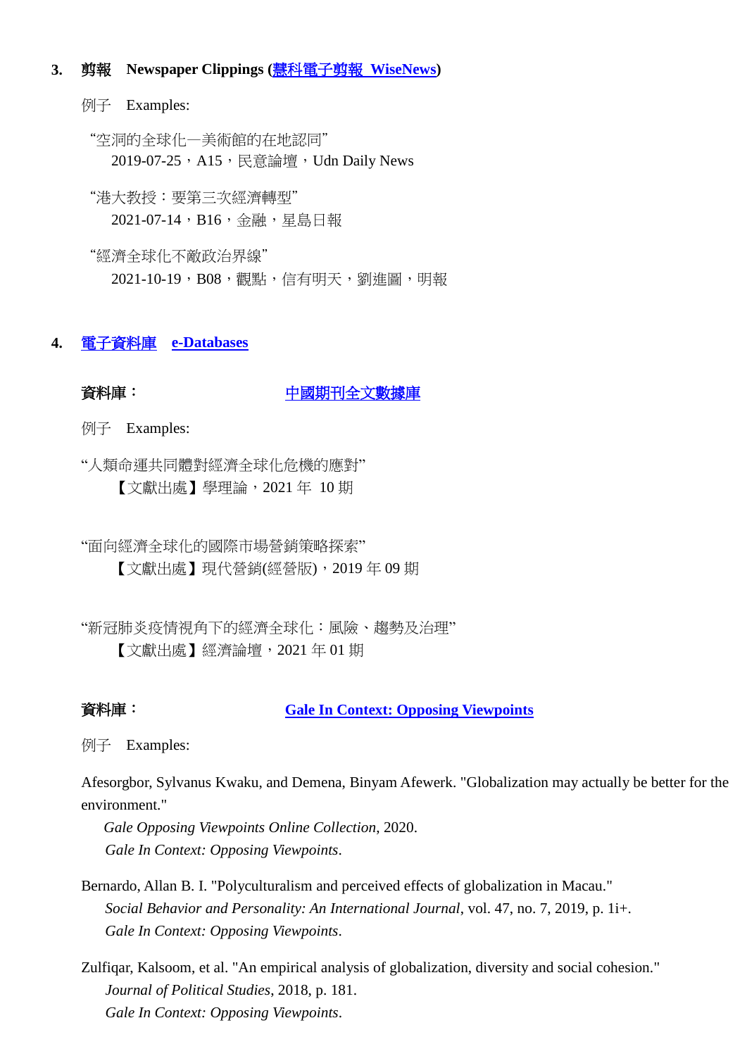### 3. 剪報　Newspaper Clippings (慧科電子剪報 WiseNews)

例子　Examples:

"空洞的全球化—美術館的在地認同"
2019-07-25，A15，民意論壇，Udn Daily News

"港大教授：要第三次經濟轉型"
2021-07-14，B16，金融，星島日報

"經濟全球化不敵政治界線"
2021-10-19，B08，觀點，信有明天，劉進圖，明報

### 4. 電子資料庫　e-Databases

**資料庫：** 中國期刊全文數據庫

例子　Examples:

"人類命運共同體對經濟全球化危機的應對"
【文獻出處】學理論，2021 年 10 期

"面向經濟全球化的國際市場營銷策略探索"
【文獻出處】現代營銷(經營版)，2019 年 09 期

"新冠肺炎疫情視角下的經濟全球化：風險、趨勢及治理"
【文獻出處】經濟論壇，2021 年 01 期

**資料庫：** Gale In Context: Opposing Viewpoints

例子　Examples:

Afesorgbor, Sylvanus Kwaku, and Demena, Binyam Afewerk. "Globalization may actually be better for the environment."
*Gale Opposing Viewpoints Online Collection*, 2020.
*Gale In Context: Opposing Viewpoints*.

Bernardo, Allan B. I. "Polyculturalism and perceived effects of globalization in Macau."
*Social Behavior and Personality: An International Journal*, vol. 47, no. 7, 2019, p. 1i+.
*Gale In Context: Opposing Viewpoints*.

Zulfiqar, Kalsoom, et al. "An empirical analysis of globalization, diversity and social cohesion."
*Journal of Political Studies*, 2018, p. 181.
*Gale In Context: Opposing Viewpoints*.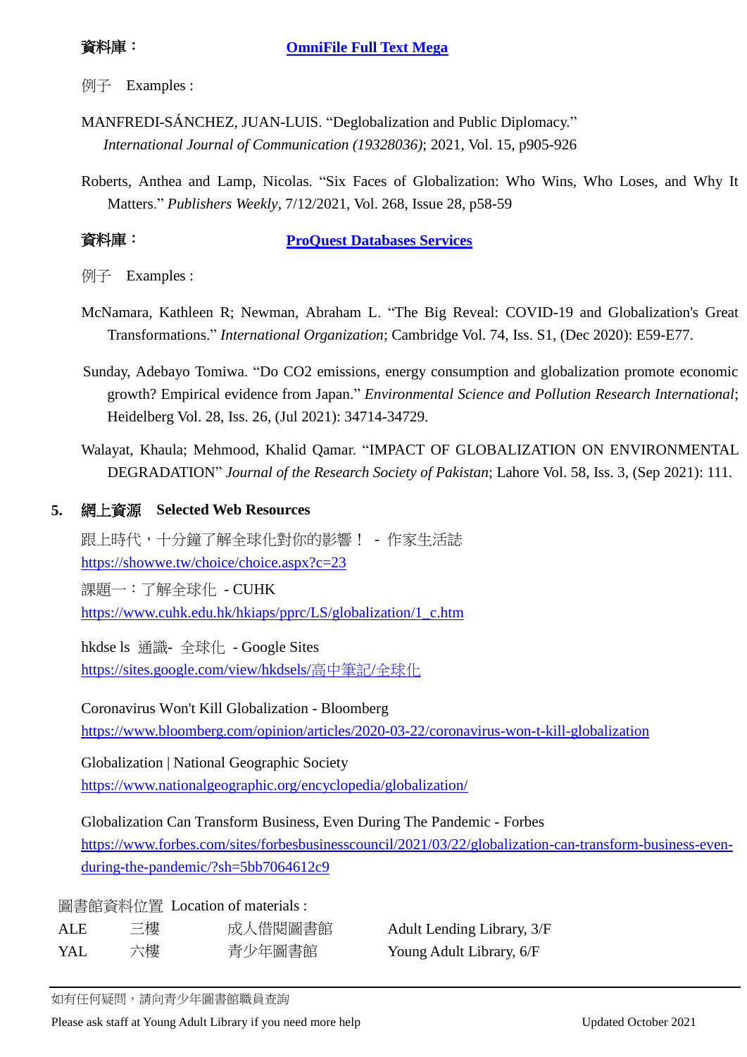**資料庫：** **OmniFile Full Text Mega**

例子　Examples :

MANFREDI-SÁNCHEZ, JUAN-LUIS. "Deglobalization and Public Diplomacy." *International Journal of Communication (19328036)*; 2021, Vol. 15, p905-926

Roberts, Anthea and Lamp, Nicolas. "Six Faces of Globalization: Who Wins, Who Loses, and Why It Matters." *Publishers Weekly*, 7/12/2021, Vol. 268, Issue 28, p58-59

**資料庫：** **ProQuest Databases Services**

例子　Examples :

McNamara, Kathleen R; Newman, Abraham L. "The Big Reveal: COVID-19 and Globalization's Great Transformations." *International Organization*; Cambridge Vol. 74, Iss. S1, (Dec 2020): E59-E77.

Sunday, Adebayo Tomiwa. "Do CO2 emissions, energy consumption and globalization promote economic growth? Empirical evidence from Japan." *Environmental Science and Pollution Research International*; Heidelberg Vol. 28, Iss. 26, (Jul 2021): 34714-34729.

Walayat, Khaula; Mehmood, Khalid Qamar. "IMPACT OF GLOBALIZATION ON ENVIRONMENTAL DEGRADATION" *Journal of the Research Society of Pakistan*; Lahore Vol. 58, Iss. 3, (Sep 2021): 111.

## 5. 網上資源　Selected Web Resources

跟上時代，十分鐘了解全球化對你的影響！ - 作家生活誌
https://showwe.tw/choice/choice.aspx?c=23

課題一：了解全球化 - CUHK
https://www.cuhk.edu.hk/hkiaps/pprc/LS/globalization/1_c.htm

hkdse ls 通識- 全球化 - Google Sites
https://sites.google.com/view/hkdsels/高中筆記/全球化

Coronavirus Won't Kill Globalization - Bloomberg
https://www.bloomberg.com/opinion/articles/2020-03-22/coronavirus-won-t-kill-globalization

Globalization | National Geographic Society
https://www.nationalgeographic.org/encyclopedia/globalization/

Globalization Can Transform Business, Even During The Pandemic - Forbes
https://www.forbes.com/sites/forbesbusinesscouncil/2021/03/22/globalization-can-transform-business-even-during-the-pandemic/?sh=5bb7064612c9

圖書館資料位置 Location of materials :

| | | | |
|---|---|---|---|
| ALE | 三樓 | 成人借閱圖書館 | Adult Lending Library, 3/F |
| YAL | 六樓 | 青少年圖書館 | Young Adult Library, 6/F |

如有任何疑問，請向青少年圖書館職員查詢

Please ask staff at Young Adult Library if you need more help

Updated October 2021